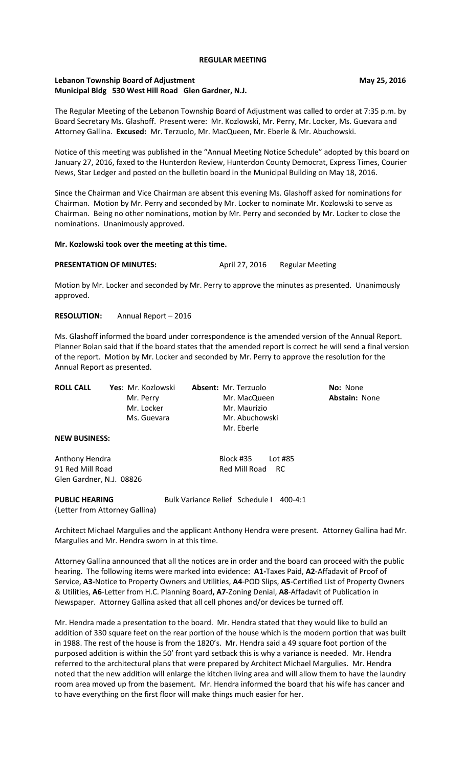**REGULAR MEETING**

**Lebanon Township Board of Adjustment** **May 25, 2016**
**Municipal Bldg 530 West Hill Road Glen Gardner, N.J.**

The Regular Meeting of the Lebanon Township Board of Adjustment was called to order at 7:35 p.m. by Board Secretary Ms. Glashoff. Present were: Mr. Kozlowski, Mr. Perry, Mr. Locker, Ms. Guevara and Attorney Gallina. **Excused:** Mr. Terzuolo, Mr. MacQueen, Mr. Eberle & Mr. Abuchowski.

Notice of this meeting was published in the "Annual Meeting Notice Schedule" adopted by this board on January 27, 2016, faxed to the Hunterdon Review, Hunterdon County Democrat, Express Times, Courier News, Star Ledger and posted on the bulletin board in the Municipal Building on May 18, 2016.

Since the Chairman and Vice Chairman are absent this evening Ms. Glashoff asked for nominations for Chairman. Motion by Mr. Perry and seconded by Mr. Locker to nominate Mr. Kozlowski to serve as Chairman. Being no other nominations, motion by Mr. Perry and seconded by Mr. Locker to close the nominations. Unanimously approved.

**Mr. Kozlowski took over the meeting at this time.**

**PRESENTATION OF MINUTES:** April 27, 2016 Regular Meeting

Motion by Mr. Locker and seconded by Mr. Perry to approve the minutes as presented. Unanimously approved.

**RESOLUTION:** Annual Report – 2016

Ms. Glashoff informed the board under correspondence is the amended version of the Annual Report. Planner Bolan said that if the board states that the amended report is correct he will send a final version of the report. Motion by Mr. Locker and seconded by Mr. Perry to approve the resolution for the Annual Report as presented.

| **ROLL CALL** | **Yes**: Mr. Kozlowski | **Absent:** Mr. Terzuolo | **No:** None |
|---|---|---|---|
| | Mr. Perry | Mr. MacQueen | **Abstain:** None |
| | Mr. Locker | Mr. Maurizio | |
| | Ms. Guevara | Mr. Abuchowski | |
| | | Mr. Eberle | |

**NEW BUSINESS:**

Anthony Hendra — Block #35 Lot #85
91 Red Mill Road — Red Mill Road RC
Glen Gardner, N.J. 08826

**PUBLIC HEARING** Bulk Variance Relief Schedule I 400-4:1
(Letter from Attorney Gallina)

Architect Michael Margulies and the applicant Anthony Hendra were present. Attorney Gallina had Mr. Margulies and Mr. Hendra sworn in at this time.

Attorney Gallina announced that all the notices are in order and the board can proceed with the public hearing. The following items were marked into evidence: **A1-**Taxes Paid, **A2**-Affadavit of Proof of Service, **A3-**Notice to Property Owners and Utilities, **A4**-POD Slips, **A5**-Certified List of Property Owners & Utilities, **A6**-Letter from H.C. Planning Board**, A7**-Zoning Denial, **A8**-Affadavit of Publication in Newspaper. Attorney Gallina asked that all cell phones and/or devices be turned off.

Mr. Hendra made a presentation to the board. Mr. Hendra stated that they would like to build an addition of 330 square feet on the rear portion of the house which is the modern portion that was built in 1988. The rest of the house is from the 1820's. Mr. Hendra said a 49 square foot portion of the purposed addition is within the 50' front yard setback this is why a variance is needed. Mr. Hendra referred to the architectural plans that were prepared by Architect Michael Margulies. Mr. Hendra noted that the new addition will enlarge the kitchen living area and will allow them to have the laundry room area moved up from the basement. Mr. Hendra informed the board that his wife has cancer and to have everything on the first floor will make things much easier for her.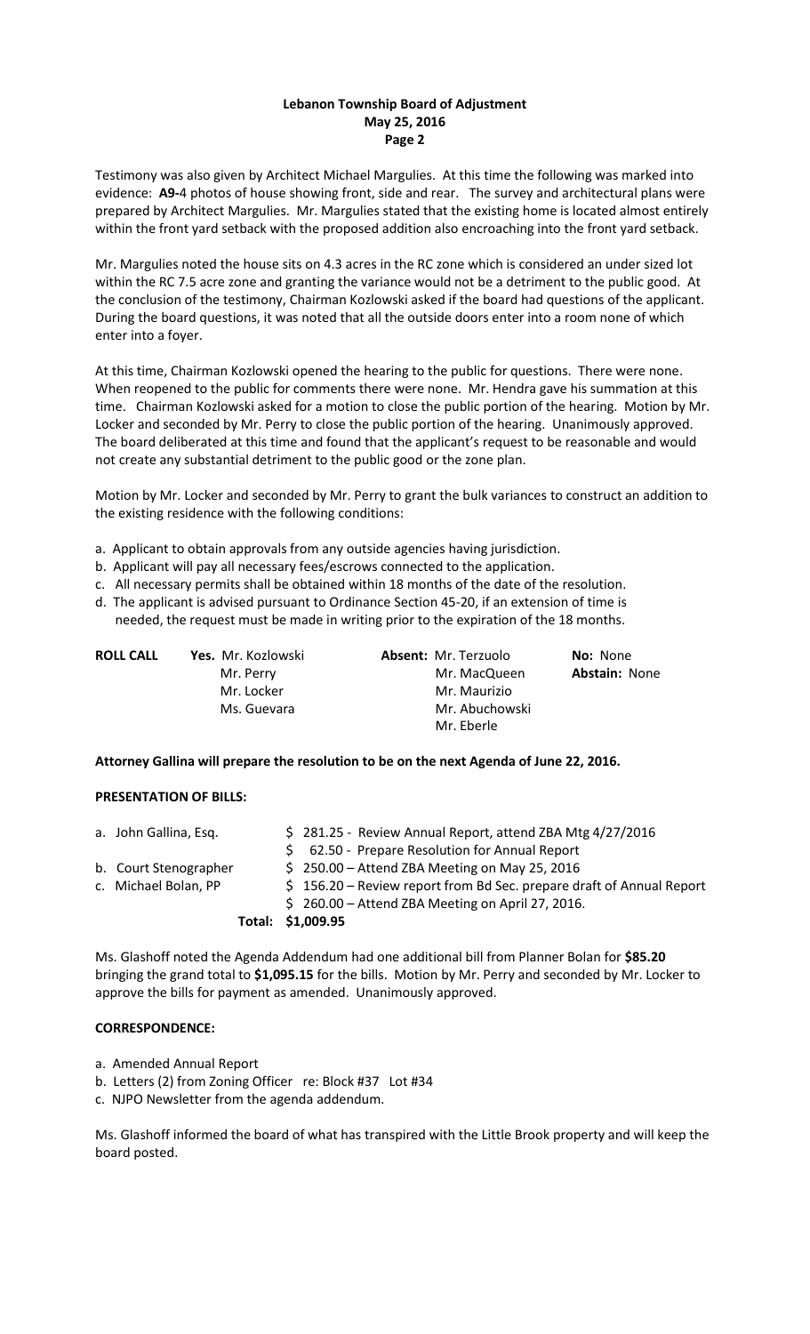Testimony was also given by Architect Michael Margulies. At this time the following was marked into evidence: **A9-**4 photos of house showing front, side and rear. The survey and architectural plans were prepared by Architect Margulies. Mr. Margulies stated that the existing home is located almost entirely within the front yard setback with the proposed addition also encroaching into the front yard setback.

Mr. Margulies noted the house sits on 4.3 acres in the RC zone which is considered an under sized lot within the RC 7.5 acre zone and granting the variance would not be a detriment to the public good. At the conclusion of the testimony, Chairman Kozlowski asked if the board had questions of the applicant. During the board questions, it was noted that all the outside doors enter into a room none of which enter into a foyer.

At this time, Chairman Kozlowski opened the hearing to the public for questions. There were none. When reopened to the public for comments there were none. Mr. Hendra gave his summation at this time. Chairman Kozlowski asked for a motion to close the public portion of the hearing. Motion by Mr. Locker and seconded by Mr. Perry to close the public portion of the hearing. Unanimously approved. The board deliberated at this time and found that the applicant's request to be reasonable and would not create any substantial detriment to the public good or the zone plan.

Motion by Mr. Locker and seconded by Mr. Perry to grant the bulk variances to construct an addition to the existing residence with the following conditions:

a. Applicant to obtain approvals from any outside agencies having jurisdiction.
b. Applicant will pay all necessary fees/escrows connected to the application.
c. All necessary permits shall be obtained within 18 months of the date of the resolution.
d. The applicant is advised pursuant to Ordinance Section 45-20, if an extension of time is needed, the request must be made in writing prior to the expiration of the 18 months.

| **ROLL CALL** | **Yes.** | **Absent:** | |
|---|---|---|---|
| | Mr. Kozlowski | Mr. Terzuolo | **No:** None |
| | Mr. Perry | Mr. MacQueen | **Abstain:** None |
| | Mr. Locker | Mr. Maurizio | |
| | Ms. Guevara | Mr. Abuchowski | |
| | | Mr. Eberle | |

**Attorney Gallina will prepare the resolution to be on the next Agenda of June 22, 2016.**

**PRESENTATION OF BILLS:**

| | | |
|---|---|---|
| a. John Gallina, Esq. | $ 281.25 | - Review Annual Report, attend ZBA Mtg 4/27/2016 |
| | $ 62.50 | - Prepare Resolution for Annual Report |
| b. Court Stenographer | $ 250.00 | – Attend ZBA Meeting on May 25, 2016 |
| c. Michael Bolan, PP | $ 156.20 | – Review report from Bd Sec. prepare draft of Annual Report |
| | $ 260.00 | – Attend ZBA Meeting on April 27, 2016. |
| **Total:** | **$1,009.95** | |

Ms. Glashoff noted the Agenda Addendum had one additional bill from Planner Bolan for **$85.20** bringing the grand total to **$1,095.15** for the bills. Motion by Mr. Perry and seconded by Mr. Locker to approve the bills for payment as amended. Unanimously approved.

**CORRESPONDENCE:**

a. Amended Annual Report
b. Letters (2) from Zoning Officer re: Block #37 Lot #34
c. NJPO Newsletter from the agenda addendum.

Ms. Glashoff informed the board of what has transpired with the Little Brook property and will keep the board posted.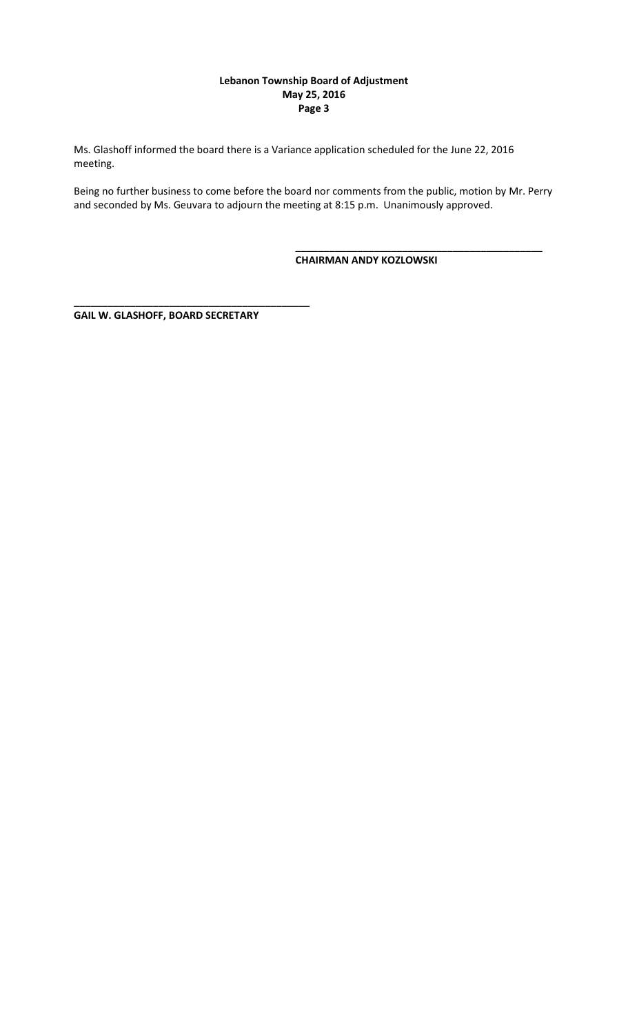Ms. Glashoff informed the board there is a Variance application scheduled for the June 22, 2016 meeting.

Being no further business to come before the board nor comments from the public, motion by Mr. Perry and seconded by Ms. Geuvara to adjourn the meeting at 8:15 p.m. Unanimously approved.

\_\_\_\_\_\_\_\_\_\_\_\_\_\_\_\_\_\_\_\_\_\_\_\_\_\_\_\_\_\_\_\_\_\_\_\_\_\_\_\_\_\_\_\_

**CHAIRMAN ANDY KOZLOWSKI**

\_\_\_\_\_\_\_\_\_\_\_\_\_\_\_\_\_\_\_\_\_\_\_\_\_\_\_\_\_\_\_\_\_\_\_\_\_\_\_\_\_\_\_\_

**GAIL W. GLASHOFF, BOARD SECRETARY**